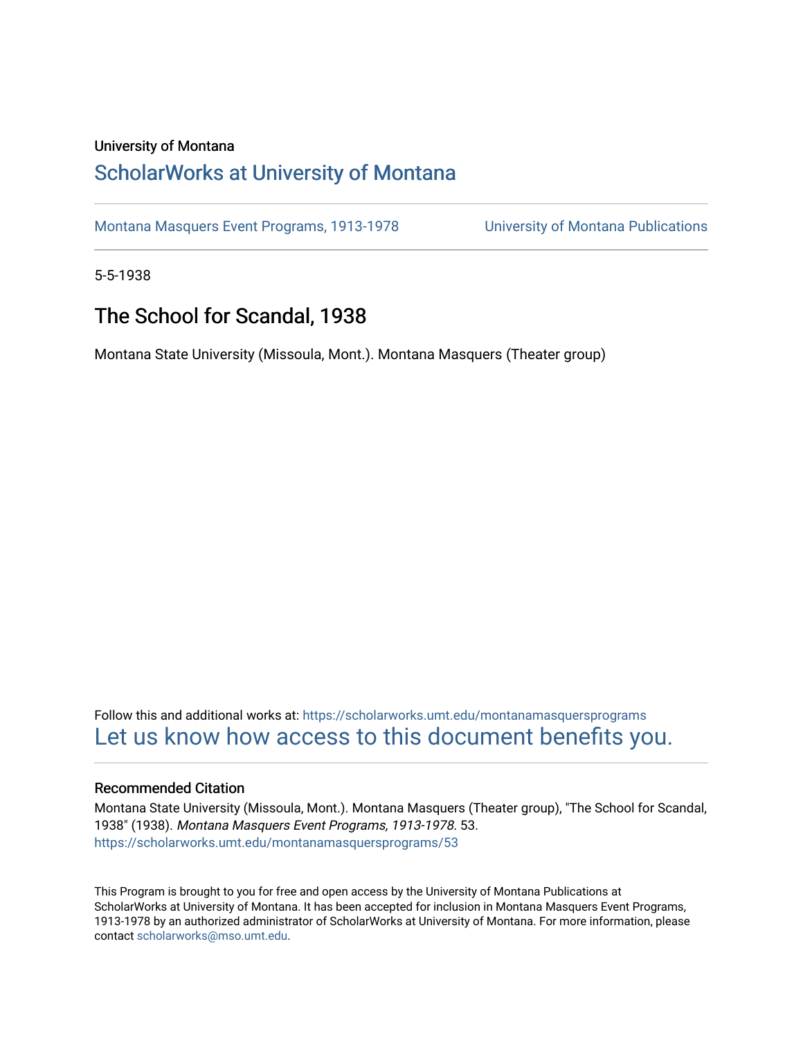University of Montana

# ScholarWorks at University of Montana

Montana Masquers Event Programs, 1913-1978 University of Montana Publications

5-5-1938

## The School for Scandal, 1938

Montana State University (Missoula, Mont.). Montana Masquers (Theater group)

Follow this and additional works at: https://scholarworks.umt.edu/montanamasquersprograms

Let us know how access to this document benefits you.

### Recommended Citation

Montana State University (Missoula, Mont.). Montana Masquers (Theater group), "The School for Scandal, 1938" (1938). *Montana Masquers Event Programs, 1913-1978*. 53.
https://scholarworks.umt.edu/montanamasquersprograms/53

This Program is brought to you for free and open access by the University of Montana Publications at ScholarWorks at University of Montana. It has been accepted for inclusion in Montana Masquers Event Programs, 1913-1978 by an authorized administrator of ScholarWorks at University of Montana. For more information, please contact scholarworks@mso.umt.edu.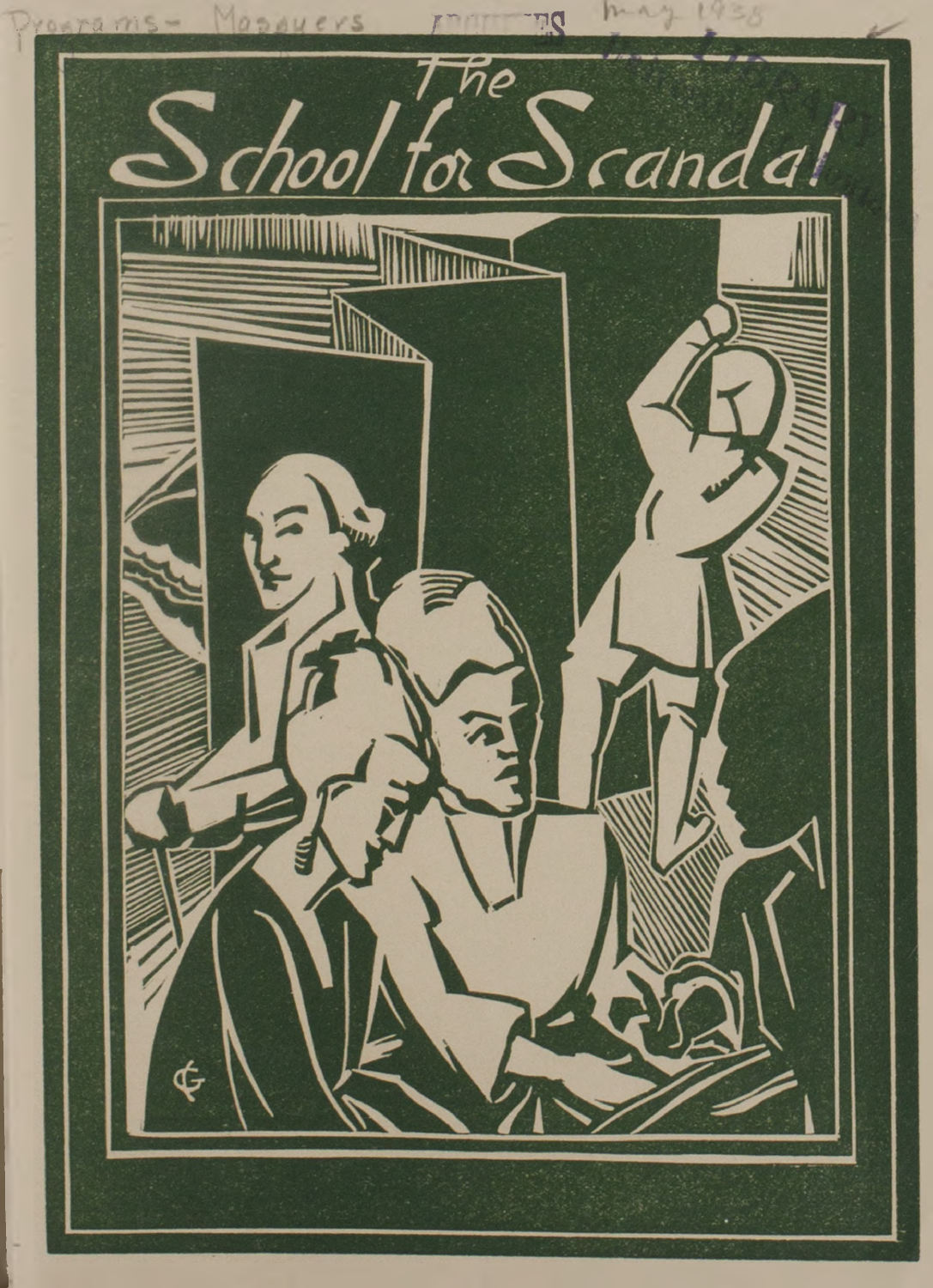Programs- Masquers    May 1938

# The School for Scandal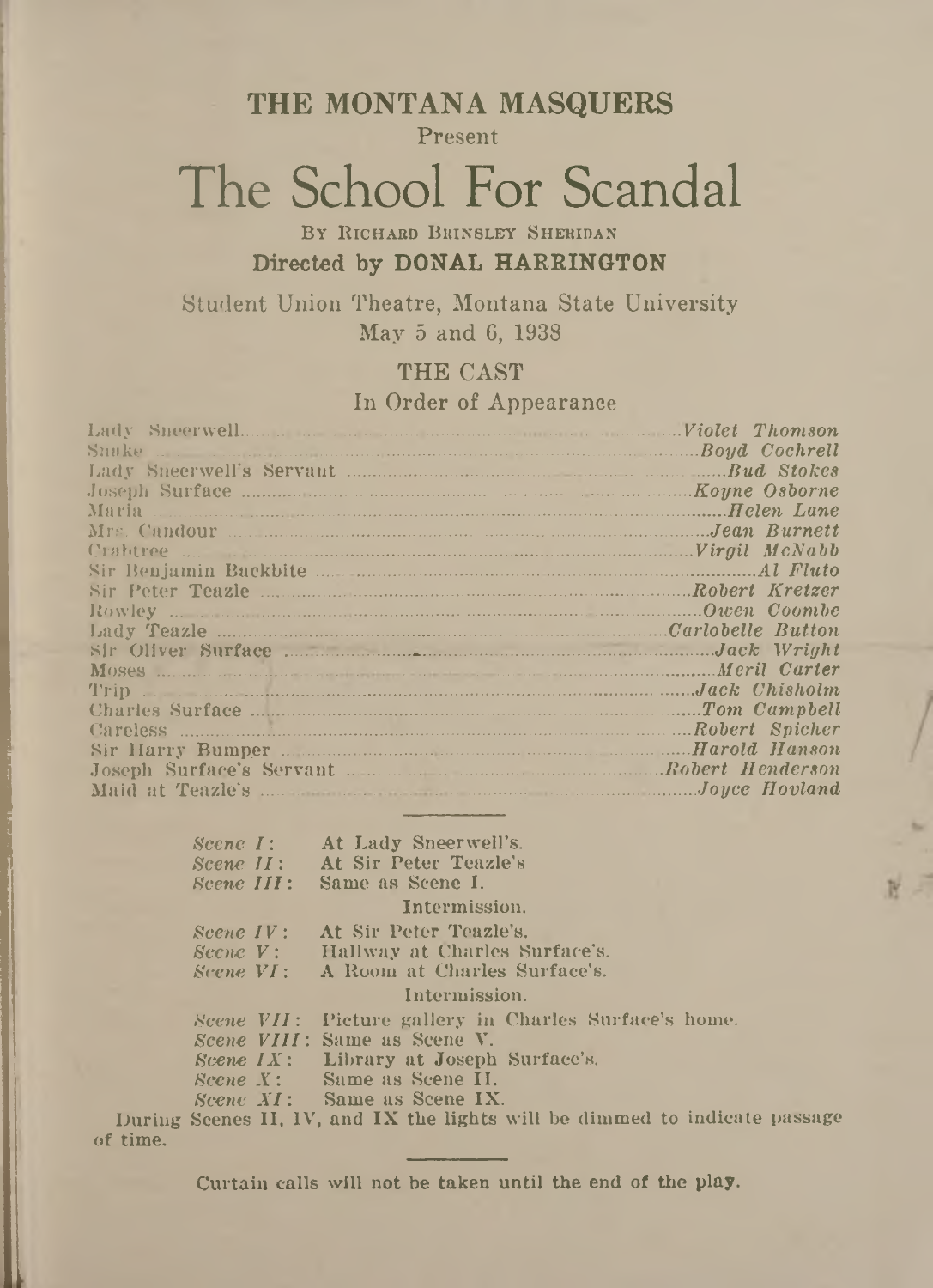## THE MONTANA MASQUERS

Present

# The School For Scandal

By Richard Brinsley Sheridan

**Directed by DONAL HARRINGTON**

Student Union Theatre, Montana State University

May 5 and 6, 1938

## THE CAST

In Order of Appearance

| | |
|---|---|
| Lady Sneerwell | *Violet Thomson* |
| Snake | *Boyd Cochrell* |
| Lady Sneerwell's Servant | *Bud Stokes* |
| Joseph Surface | *Koyne Osborne* |
| Maria | *Helen Lane* |
| Mrs. Candour | *Jean Burnett* |
| Crabtree | *Virgil McNabb* |
| Sir Benjamin Backbite | *Al Fluto* |
| Sir Peter Teazle | *Robert Kretzer* |
| Rowley | *Owen Coombe* |
| Lady Teazle | *Carlobelle Button* |
| Sir Oliver Surface | *Jack Wright* |
| Moses | *Meril Carter* |
| Trip | *Jack Chisholm* |
| Charles Surface | *Tom Campbell* |
| Careless | *Robert Spicher* |
| Sir Harry Bumper | *Harold Hanson* |
| Joseph Surface's Servant | *Robert Henderson* |
| Maid at Teazle's | *Joyce Hovland* |

---

*Scene I*: At Lady Sneerwell's.
*Scene II*: At Sir Peter Teazle's
*Scene III*: Same as Scene I.

Intermission.

*Scene IV*: At Sir Peter Teazle's.
*Scene V*: Hallway at Charles Surface's.
*Scene VI*: A Room at Charles Surface's.

Intermission.

*Scene VII*: Picture gallery in Charles Surface's home.
*Scene VIII*: Same as Scene V.
*Scene IX*: Library at Joseph Surface's.
*Scene X*: Same as Scene II.
*Scene XI*: Same as Scene IX.

During Scenes II, IV, and IX the lights will be dimmed to indicate passage of time.

---

**Curtain calls will not be taken until the end of the play.**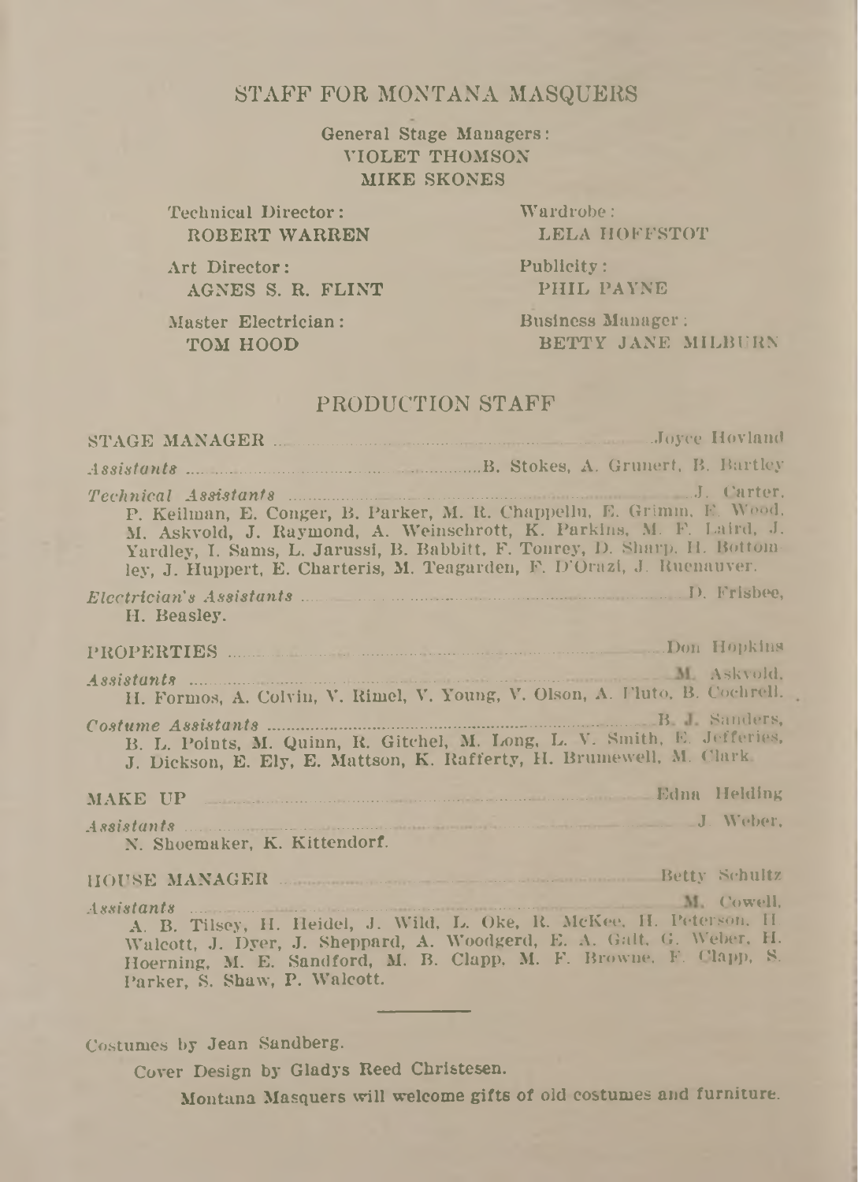## STAFF FOR MONTANA MASQUERS

General Stage Managers:
**VIOLET THOMSON**
**MIKE SKONES**

Technical Director:
**ROBERT WARREN**

Art Director:
**AGNES S. R. FLINT**

Master Electrician:
**TOM HOOD**

Wardrobe:
**LELA HOFFSTOT**

Publicity:
**PHIL PAYNE**

Business Manager:
**BETTY JANE MILBURN**

## PRODUCTION STAFF

STAGE MANAGER .......... Joyce Hovland

*Assistants* .......... B. Stokes, A. Grunert, B. Bartley

*Technical Assistants* .......... J. Carter, P. Keilman, E. Conger, B. Parker, M. R. Chappellu, E. Grimm, E. Wood, M. Askvold, J. Raymond, A. Weinschrott, K. Parkins, M. F. Laird, J. Yardley, I. Sams, L. Jarussi, B. Babbitt, F. Tonrey, D. Sharp, H. Bottomley, J. Huppert, E. Charteris, M. Teagarden, F. D'Orazi, J. Ruenauver.

*Electrician's Assistants* .......... D. Frisbee, H. Beasley.

PROPERTIES .......... Don Hopkins

*Assistants* .......... M. Askvold, H. Formos, A. Colvin, V. Rimel, V. Young, V. Olson, A. Pluto, B. Cochrell.

*Costume Assistants* .......... B. J. Sanders, B. L. Points, M. Quinn, R. Gitchel, M. Long, L. V. Smith, E. Jefferies, J. Dickson, E. Ely, E. Mattson, K. Rafferty, H. Brumewell, M. Clark.

MAKE UP .......... Edna Helding

*Assistants* .......... J. Weber, N. Shoemaker, K. Kittendorf.

HOUSE MANAGER .......... Betty Schultz

*Assistants* .......... M. Cowell, A. B. Tilsey, H. Heidel, J. Wild, L. Oke, R. McKee, H. Peterson, H. Walcott, J. Dyer, J. Sheppard, A. Woodgerd, E. A. Galt, G. Weber, H. Hoerning, M. E. Sandford, M. B. Clapp, M. F. Browne, F. Clapp, S. Parker, S. Shaw, P. Walcott.

---

Costumes by Jean Sandberg.

Cover Design by Gladys Reed Christesen.

Montana Masquers will welcome gifts of old costumes and furniture.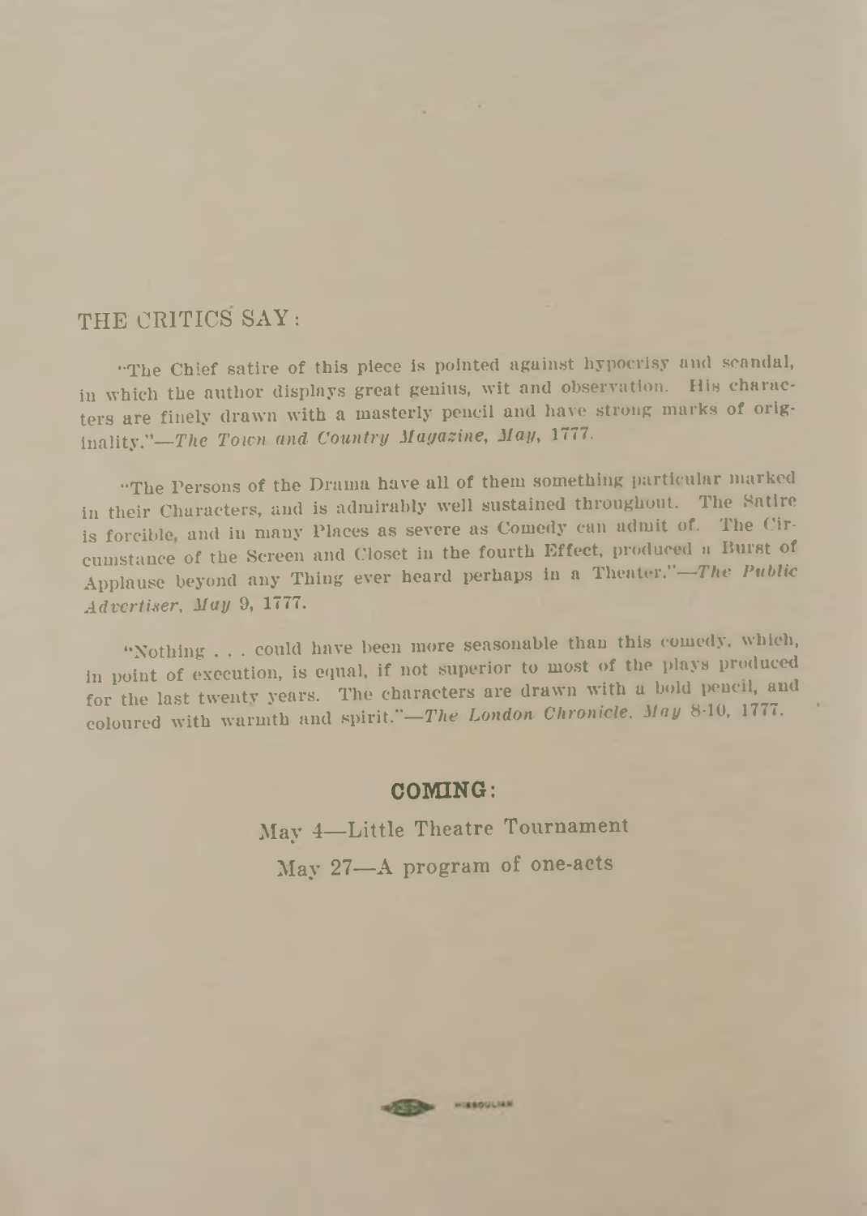THE CRITICS SAY:

"The Chief satire of this piece is pointed against hypocrisy and scandal, in which the author displays great genius, wit and observation. His characters are finely drawn with a masterly pencil and have strong marks of originality."—*The Town and Country Magazine, May*, 1777.

"The Persons of the Drama have all of them something particular marked in their Characters, and is admirably well sustained throughout. The Satire is forcible, and in many Places as severe as Comedy can admit of. The Circumstance of the Screen and Closet in the fourth Effect, produced a Burst of Applause beyond any Thing ever heard perhaps in a Theater."—*The Public Advertiser, May* 9, 1777.

"Nothing . . . could have been more seasonable than this comedy, which, in point of execution, is equal, if not superior to most of the plays produced for the last twenty years. The characters are drawn with a bold pencil, and coloured with warmth and spirit."—*The London Chronicle, May* 8-10, 1777.

**COMING:**

May 4—Little Theatre Tournament

May 27—A program of one-acts